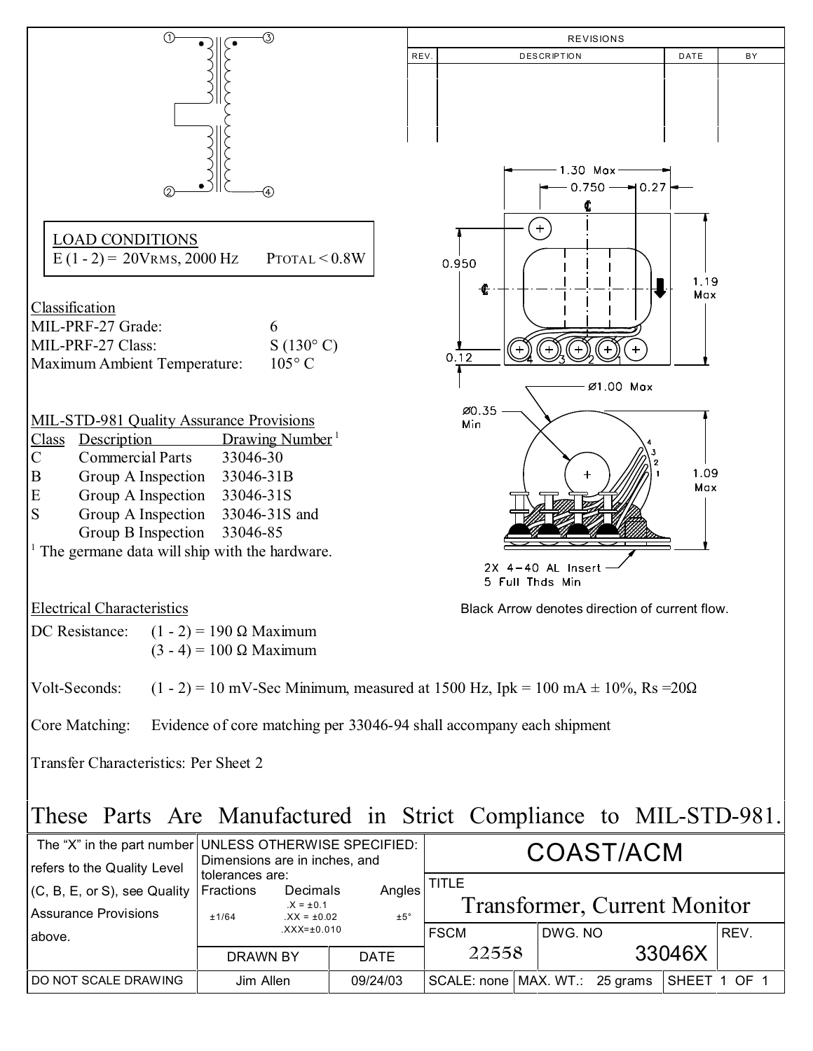| REV. | DESCRIPTION | DATE | BY |
|---|---|---|---|
| | | | |

**LOAD CONDITIONS**
E (1 - 2) = 20VRMS, 2000 Hz PTOTAL < 0.8W

Classification

| | |
|---|---|
| MIL-PRF-27 Grade: | 6 |
| MIL-PRF-27 Class: | S (130° C) |
| Maximum Ambient Temperature: | 105° C |

MIL-STD-981 Quality Assurance Provisions

| Class | Description | Drawing Number[1] |
|---|---|---|
| C | Commercial Parts | 33046-30 |
| B | Group A Inspection | 33046-31B |
| E | Group A Inspection | 33046-31S |
| S | Group A Inspection | 33046-31S and |
| | Group B Inspection | 33046-85 |

[1] The germane data will ship with the hardware.

1.30 Max
0.750
0.27
0.950
1.19 Max
0.12
Ø1.00 Max
Ø0.35 Min
1.09 Max
2X 4−40 AL Insert
5 Full Thds Min

Black Arrow denotes direction of current flow.

Electrical Characteristics

DC Resistance: (1 - 2) = 190 Ω Maximum
(3 - 4) = 100 Ω Maximum

Volt-Seconds: (1 - 2) = 10 mV-Sec Minimum, measured at 1500 Hz, Ipk = 100 mA ± 10%, Rs =20Ω

Core Matching: Evidence of core matching per 33046-94 shall accompany each shipment

Transfer Characteristics: Per Sheet 2

These Parts Are Manufactured in Strict Compliance to MIL-STD-981.

| The "X" in the part number refers to the Quality Level (C, B, E, or S), see Quality Assurance Provisions above. | UNLESS OTHERWISE SPECIFIED: Dimensions are in inches, and tolerances are: Fractions ±1/64; Decimals .X = ±0.1, .XX = ±0.02, .XXX=±0.010; Angles ±5° | | COAST/ACM | | |
|---|---|---|---|---|---|
| | | | TITLE Transformer, Current Monitor | | |
| | DRAWN BY | DATE | FSCM 22558 | DWG. NO 33046X | REV. |
| DO NOT SCALE DRAWING | Jim Allen | 09/24/03 | SCALE: none | MAX. WT.: 25 grams | SHEET 1 OF 1 |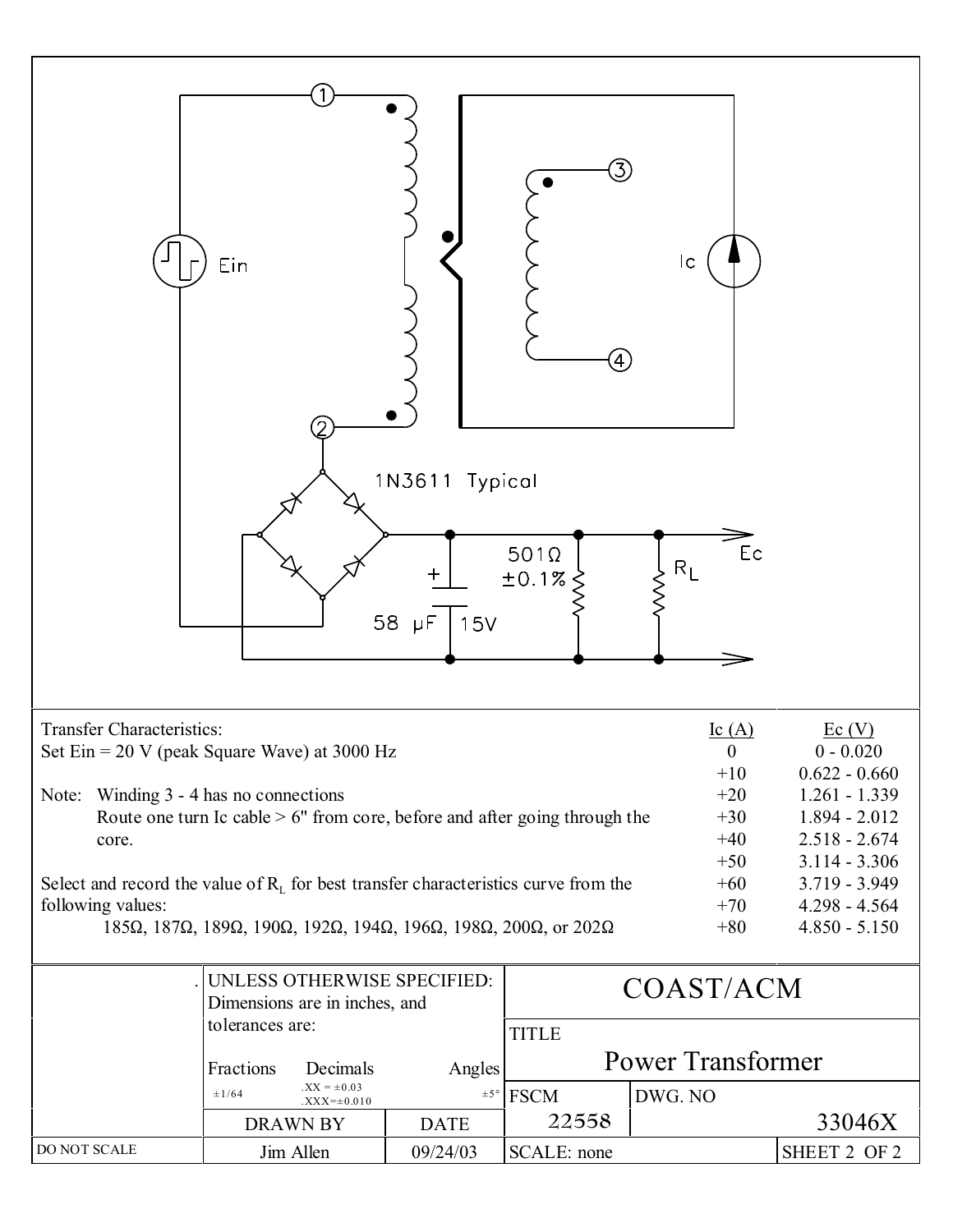1

2

3

4

Ein

Ic

1N3611 Typical

501Ω
±0.1%

$R_L$

Ec

+

58 µF

15V

Transfer Characteristics:

Set Ein = 20 V (peak Square Wave) at 3000 Hz

Note: Winding 3 - 4 has no connections
Route one turn Ic cable > 6" from core, before and after going through the core.

Select and record the value of $R_L$ for best transfer characteristics curve from the following values:
185Ω, 187Ω, 189Ω, 190Ω, 192Ω, 194Ω, 196Ω, 198Ω, 200Ω, or 202Ω

| Ic (A) | Ec (V) |
|---|---|
| 0 | 0 - 0.020 |
| +10 | 0.622 - 0.660 |
| +20 | 1.261 - 1.339 |
| +30 | 1.894 - 2.012 |
| +40 | 2.518 - 2.674 |
| +50 | 3.114 - 3.306 |
| +60 | 3.719 - 3.949 |
| +70 | 4.298 - 4.564 |
| +80 | 4.850 - 5.150 |

| | | | | |
|---|---|---|---|---|
| UNLESS OTHERWISE SPECIFIED: Dimensions are in inches, and tolerances are: | | | COAST/ACM | |
| Fractions ±1/64 | Decimals .XX = ±0.03 .XXX=±0.010 | Angles ±5° | TITLE Power Transformer | |
| | | | FSCM 22558 | DWG. NO 33046X |
| DRAWN BY Jim Allen | DATE 09/24/03 | | SCALE: none | SHEET 2 OF 2 |

DO NOT SCALE